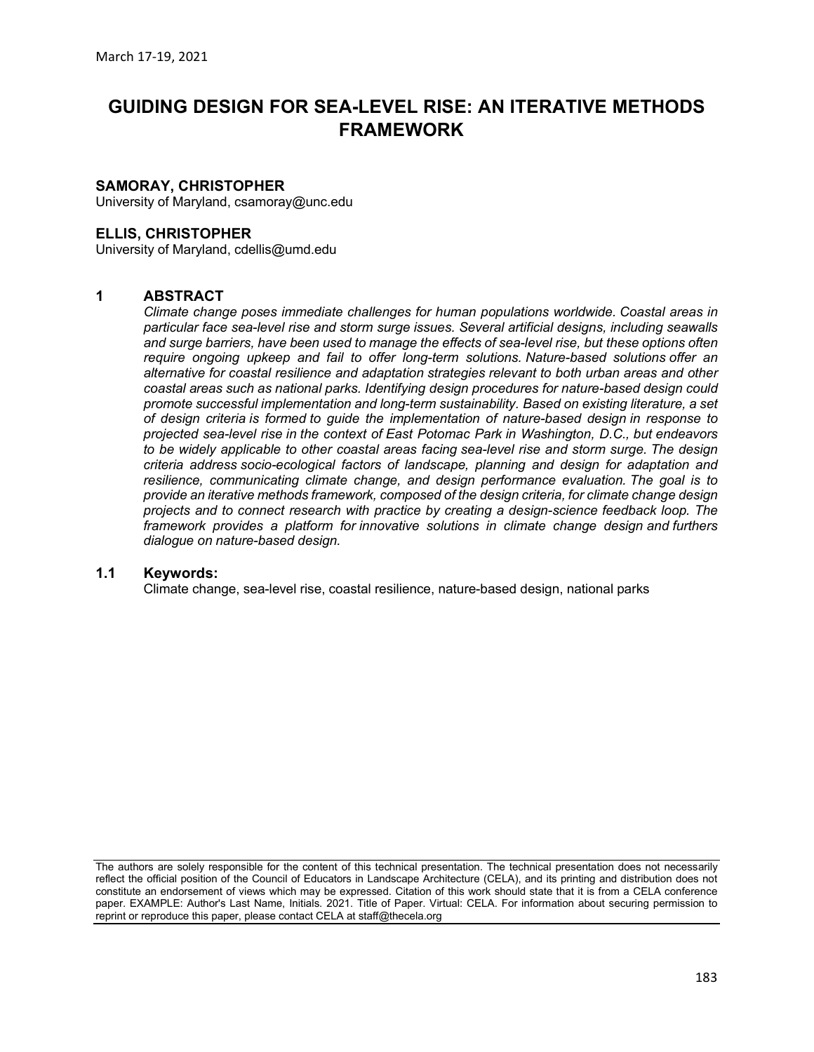March 17-19, 2021

# GUIDING DESIGN FOR SEA-LEVEL RISE: AN ITERATIVE METHODS FRAMEWORK

**SAMORAY, CHRISTOPHER**
University of Maryland, csamoray@unc.edu

**ELLIS, CHRISTOPHER**
University of Maryland, cdellis@umd.edu

## 1 ABSTRACT

*Climate change poses immediate challenges for human populations worldwide. Coastal areas in particular face sea-level rise and storm surge issues. Several artificial designs, including seawalls and surge barriers, have been used to manage the effects of sea-level rise, but these options often require ongoing upkeep and fail to offer long-term solutions. Nature-based solutions offer an alternative for coastal resilience and adaptation strategies relevant to both urban areas and other coastal areas such as national parks. Identifying design procedures for nature-based design could promote successful implementation and long-term sustainability. Based on existing literature, a set of design criteria is formed to guide the implementation of nature-based design in response to projected sea-level rise in the context of East Potomac Park in Washington, D.C., but endeavors to be widely applicable to other coastal areas facing sea-level rise and storm surge. The design criteria address socio-ecological factors of landscape, planning and design for adaptation and resilience, communicating climate change, and design performance evaluation. The goal is to provide an iterative methods framework, composed of the design criteria, for climate change design projects and to connect research with practice by creating a design-science feedback loop. The framework provides a platform for innovative solutions in climate change design and furthers dialogue on nature-based design.*

### 1.1 Keywords:

Climate change, sea-level rise, coastal resilience, nature-based design, national parks

The authors are solely responsible for the content of this technical presentation. The technical presentation does not necessarily reflect the official position of the Council of Educators in Landscape Architecture (CELA), and its printing and distribution does not constitute an endorsement of views which may be expressed. Citation of this work should state that it is from a CELA conference paper. EXAMPLE: Author's Last Name, Initials. 2021. Title of Paper. Virtual: CELA. For information about securing permission to reprint or reproduce this paper, please contact CELA at staff@thecela.org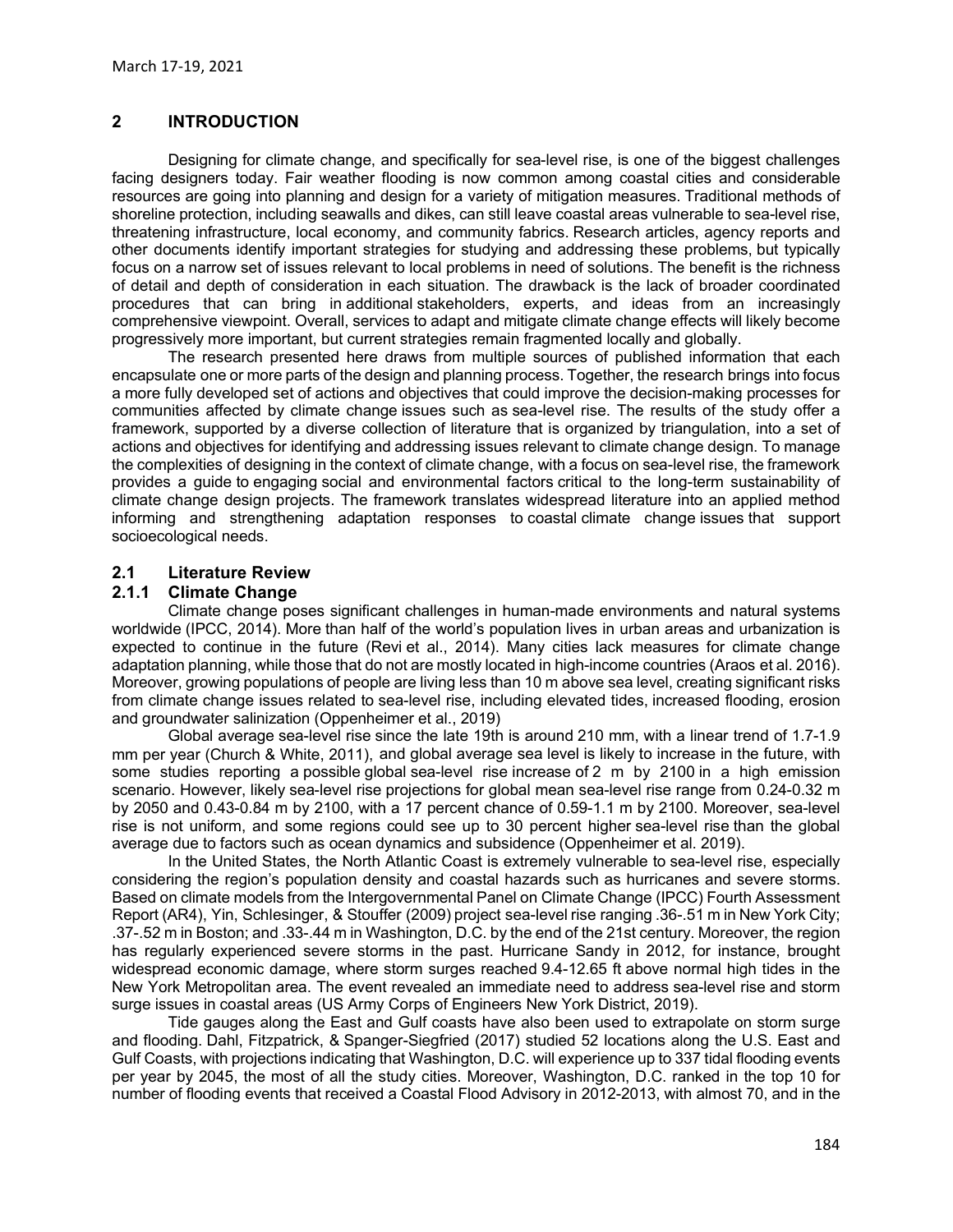## 2 INTRODUCTION

Designing for climate change, and specifically for sea-level rise, is one of the biggest challenges facing designers today. Fair weather flooding is now common among coastal cities and considerable resources are going into planning and design for a variety of mitigation measures. Traditional methods of shoreline protection, including seawalls and dikes, can still leave coastal areas vulnerable to sea-level rise, threatening infrastructure, local economy, and community fabrics. Research articles, agency reports and other documents identify important strategies for studying and addressing these problems, but typically focus on a narrow set of issues relevant to local problems in need of solutions. The benefit is the richness of detail and depth of consideration in each situation. The drawback is the lack of broader coordinated procedures that can bring in additional stakeholders, experts, and ideas from an increasingly comprehensive viewpoint. Overall, services to adapt and mitigate climate change effects will likely become progressively more important, but current strategies remain fragmented locally and globally.

The research presented here draws from multiple sources of published information that each encapsulate one or more parts of the design and planning process. Together, the research brings into focus a more fully developed set of actions and objectives that could improve the decision-making processes for communities affected by climate change issues such as sea-level rise. The results of the study offer a framework, supported by a diverse collection of literature that is organized by triangulation, into a set of actions and objectives for identifying and addressing issues relevant to climate change design. To manage the complexities of designing in the context of climate change, with a focus on sea-level rise, the framework provides a guide to engaging social and environmental factors critical to the long-term sustainability of climate change design projects. The framework translates widespread literature into an applied method informing and strengthening adaptation responses to coastal climate change issues that support socioecological needs.

### 2.1 Literature Review

#### 2.1.1 Climate Change

Climate change poses significant challenges in human-made environments and natural systems worldwide (IPCC, 2014). More than half of the world's population lives in urban areas and urbanization is expected to continue in the future (Revi et al., 2014). Many cities lack measures for climate change adaptation planning, while those that do not are mostly located in high-income countries (Araos et al. 2016). Moreover, growing populations of people are living less than 10 m above sea level, creating significant risks from climate change issues related to sea-level rise, including elevated tides, increased flooding, erosion and groundwater salinization (Oppenheimer et al., 2019)

Global average sea-level rise since the late 19th is around 210 mm, with a linear trend of 1.7-1.9 mm per year (Church & White, 2011), and global average sea level is likely to increase in the future, with some studies reporting a possible global sea-level rise increase of 2 m by 2100 in a high emission scenario. However, likely sea-level rise projections for global mean sea-level rise range from 0.24-0.32 m by 2050 and 0.43-0.84 m by 2100, with a 17 percent chance of 0.59-1.1 m by 2100. Moreover, sea-level rise is not uniform, and some regions could see up to 30 percent higher sea-level rise than the global average due to factors such as ocean dynamics and subsidence (Oppenheimer et al. 2019).

In the United States, the North Atlantic Coast is extremely vulnerable to sea-level rise, especially considering the region's population density and coastal hazards such as hurricanes and severe storms. Based on climate models from the Intergovernmental Panel on Climate Change (IPCC) Fourth Assessment Report (AR4), Yin, Schlesinger, & Stouffer (2009) project sea-level rise ranging .36-.51 m in New York City; .37-.52 m in Boston; and .33-.44 m in Washington, D.C. by the end of the 21st century. Moreover, the region has regularly experienced severe storms in the past. Hurricane Sandy in 2012, for instance, brought widespread economic damage, where storm surges reached 9.4-12.65 ft above normal high tides in the New York Metropolitan area. The event revealed an immediate need to address sea-level rise and storm surge issues in coastal areas (US Army Corps of Engineers New York District, 2019).

Tide gauges along the East and Gulf coasts have also been used to extrapolate on storm surge and flooding. Dahl, Fitzpatrick, & Spanger-Siegfried (2017) studied 52 locations along the U.S. East and Gulf Coasts, with projections indicating that Washington, D.C. will experience up to 337 tidal flooding events per year by 2045, the most of all the study cities. Moreover, Washington, D.C. ranked in the top 10 for number of flooding events that received a Coastal Flood Advisory in 2012-2013, with almost 70, and in the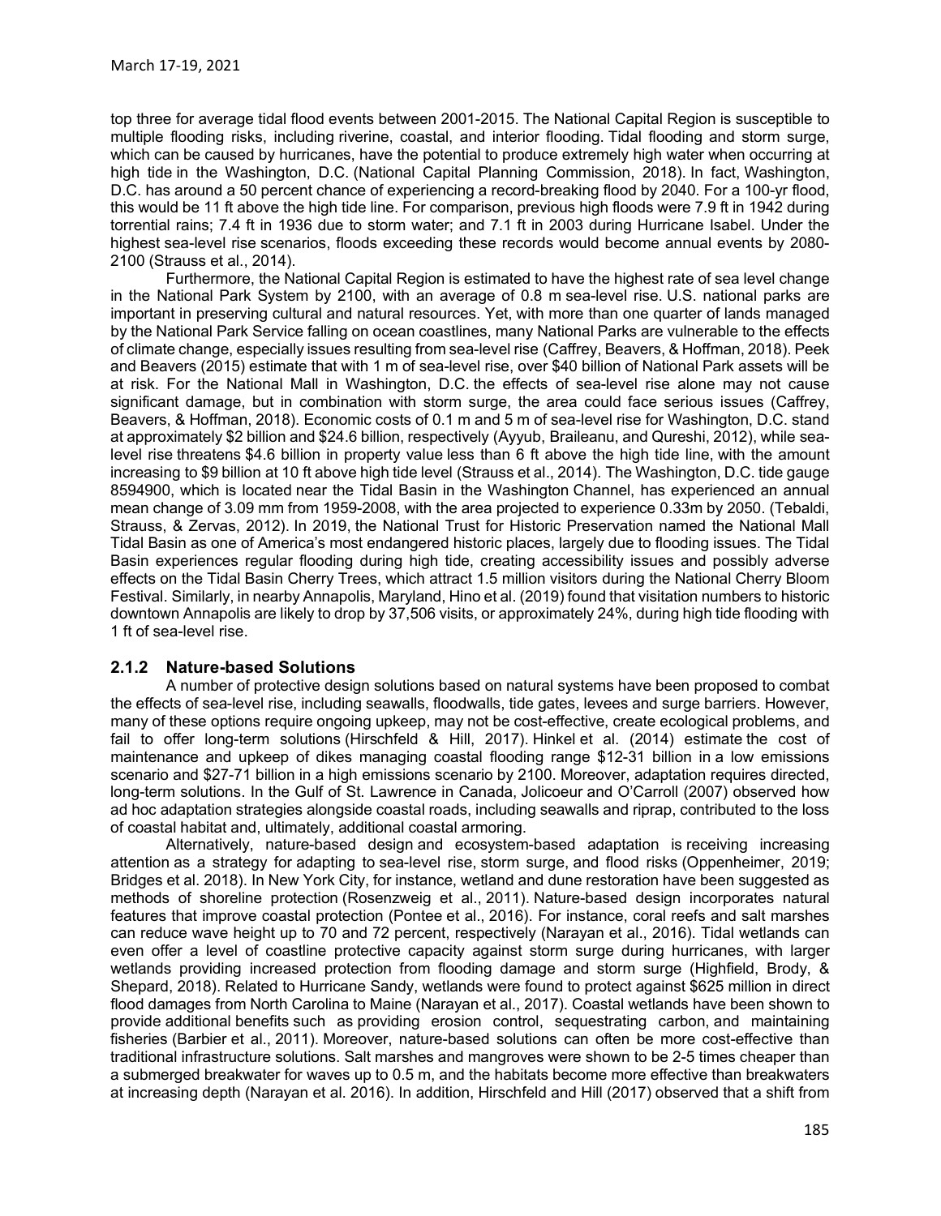top three for average tidal flood events between 2001-2015. The National Capital Region is susceptible to multiple flooding risks, including riverine, coastal, and interior flooding. Tidal flooding and storm surge, which can be caused by hurricanes, have the potential to produce extremely high water when occurring at high tide in the Washington, D.C. (National Capital Planning Commission, 2018). In fact, Washington, D.C. has around a 50 percent chance of experiencing a record-breaking flood by 2040. For a 100-yr flood, this would be 11 ft above the high tide line. For comparison, previous high floods were 7.9 ft in 1942 during torrential rains; 7.4 ft in 1936 due to storm water; and 7.1 ft in 2003 during Hurricane Isabel. Under the highest sea-level rise scenarios, floods exceeding these records would become annual events by 2080-2100 (Strauss et al., 2014).

Furthermore, the National Capital Region is estimated to have the highest rate of sea level change in the National Park System by 2100, with an average of 0.8 m sea-level rise. U.S. national parks are important in preserving cultural and natural resources. Yet, with more than one quarter of lands managed by the National Park Service falling on ocean coastlines, many National Parks are vulnerable to the effects of climate change, especially issues resulting from sea-level rise (Caffrey, Beavers, & Hoffman, 2018). Peek and Beavers (2015) estimate that with 1 m of sea-level rise, over $40 billion of National Park assets will be at risk. For the National Mall in Washington, D.C. the effects of sea-level rise alone may not cause significant damage, but in combination with storm surge, the area could face serious issues (Caffrey, Beavers, & Hoffman, 2018). Economic costs of 0.1 m and 5 m of sea-level rise for Washington, D.C. stand at approximately $2 billion and $24.6 billion, respectively (Ayyub, Braileanu, and Qureshi, 2012), while sea-level rise threatens $4.6 billion in property value less than 6 ft above the high tide line, with the amount increasing to $9 billion at 10 ft above high tide level (Strauss et al., 2014). The Washington, D.C. tide gauge 8594900, which is located near the Tidal Basin in the Washington Channel, has experienced an annual mean change of 3.09 mm from 1959-2008, with the area projected to experience 0.33m by 2050. (Tebaldi, Strauss, & Zervas, 2012). In 2019, the National Trust for Historic Preservation named the National Mall Tidal Basin as one of America's most endangered historic places, largely due to flooding issues. The Tidal Basin experiences regular flooding during high tide, creating accessibility issues and possibly adverse effects on the Tidal Basin Cherry Trees, which attract 1.5 million visitors during the National Cherry Bloom Festival. Similarly, in nearby Annapolis, Maryland, Hino et al. (2019) found that visitation numbers to historic downtown Annapolis are likely to drop by 37,506 visits, or approximately 24%, during high tide flooding with 1 ft of sea-level rise.

### 2.1.2 Nature-based Solutions

A number of protective design solutions based on natural systems have been proposed to combat the effects of sea-level rise, including seawalls, floodwalls, tide gates, levees and surge barriers. However, many of these options require ongoing upkeep, may not be cost-effective, create ecological problems, and fail to offer long-term solutions (Hirschfeld & Hill, 2017). Hinkel et al. (2014) estimate the cost of maintenance and upkeep of dikes managing coastal flooding range $12-31 billion in a low emissions scenario and $27-71 billion in a high emissions scenario by 2100. Moreover, adaptation requires directed, long-term solutions. In the Gulf of St. Lawrence in Canada, Jolicoeur and O'Carroll (2007) observed how ad hoc adaptation strategies alongside coastal roads, including seawalls and riprap, contributed to the loss of coastal habitat and, ultimately, additional coastal armoring.

Alternatively, nature-based design and ecosystem-based adaptation is receiving increasing attention as a strategy for adapting to sea-level rise, storm surge, and flood risks (Oppenheimer, 2019; Bridges et al. 2018). In New York City, for instance, wetland and dune restoration have been suggested as methods of shoreline protection (Rosenzweig et al., 2011). Nature-based design incorporates natural features that improve coastal protection (Pontee et al., 2016). For instance, coral reefs and salt marshes can reduce wave height up to 70 and 72 percent, respectively (Narayan et al., 2016). Tidal wetlands can even offer a level of coastline protective capacity against storm surge during hurricanes, with larger wetlands providing increased protection from flooding damage and storm surge (Highfield, Brody, & Shepard, 2018). Related to Hurricane Sandy, wetlands were found to protect against $625 million in direct flood damages from North Carolina to Maine (Narayan et al., 2017). Coastal wetlands have been shown to provide additional benefits such as providing erosion control, sequestrating carbon, and maintaining fisheries (Barbier et al., 2011). Moreover, nature-based solutions can often be more cost-effective than traditional infrastructure solutions. Salt marshes and mangroves were shown to be 2-5 times cheaper than a submerged breakwater for waves up to 0.5 m, and the habitats become more effective than breakwaters at increasing depth (Narayan et al. 2016). In addition, Hirschfeld and Hill (2017) observed that a shift from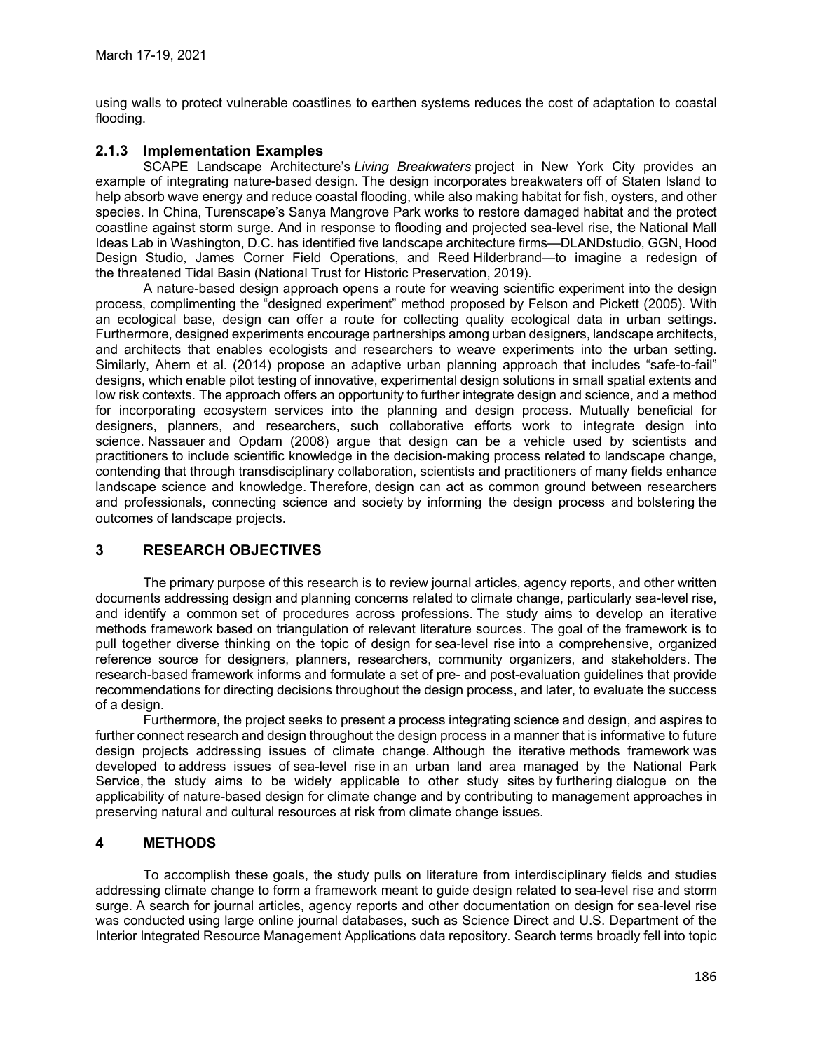using walls to protect vulnerable coastlines to earthen systems reduces the cost of adaptation to coastal flooding.

### 2.1.3 Implementation Examples

SCAPE Landscape Architecture's *Living Breakwaters* project in New York City provides an example of integrating nature-based design. The design incorporates breakwaters off of Staten Island to help absorb wave energy and reduce coastal flooding, while also making habitat for fish, oysters, and other species. In China, Turenscape's Sanya Mangrove Park works to restore damaged habitat and the protect coastline against storm surge. And in response to flooding and projected sea-level rise, the National Mall Ideas Lab in Washington, D.C. has identified five landscape architecture firms—DLANDstudio, GGN, Hood Design Studio, James Corner Field Operations, and Reed Hilderbrand—to imagine a redesign of the threatened Tidal Basin (National Trust for Historic Preservation, 2019).

A nature-based design approach opens a route for weaving scientific experiment into the design process, complimenting the "designed experiment" method proposed by Felson and Pickett (2005). With an ecological base, design can offer a route for collecting quality ecological data in urban settings. Furthermore, designed experiments encourage partnerships among urban designers, landscape architects, and architects that enables ecologists and researchers to weave experiments into the urban setting. Similarly, Ahern et al. (2014) propose an adaptive urban planning approach that includes "safe-to-fail" designs, which enable pilot testing of innovative, experimental design solutions in small spatial extents and low risk contexts. The approach offers an opportunity to further integrate design and science, and a method for incorporating ecosystem services into the planning and design process. Mutually beneficial for designers, planners, and researchers, such collaborative efforts work to integrate design into science. Nassauer and Opdam (2008) argue that design can be a vehicle used by scientists and practitioners to include scientific knowledge in the decision-making process related to landscape change, contending that through transdisciplinary collaboration, scientists and practitioners of many fields enhance landscape science and knowledge. Therefore, design can act as common ground between researchers and professionals, connecting science and society by informing the design process and bolstering the outcomes of landscape projects.

## 3 RESEARCH OBJECTIVES

The primary purpose of this research is to review journal articles, agency reports, and other written documents addressing design and planning concerns related to climate change, particularly sea-level rise, and identify a common set of procedures across professions. The study aims to develop an iterative methods framework based on triangulation of relevant literature sources. The goal of the framework is to pull together diverse thinking on the topic of design for sea-level rise into a comprehensive, organized reference source for designers, planners, researchers, community organizers, and stakeholders. The research-based framework informs and formulate a set of pre- and post-evaluation guidelines that provide recommendations for directing decisions throughout the design process, and later, to evaluate the success of a design.

Furthermore, the project seeks to present a process integrating science and design, and aspires to further connect research and design throughout the design process in a manner that is informative to future design projects addressing issues of climate change. Although the iterative methods framework was developed to address issues of sea-level rise in an urban land area managed by the National Park Service, the study aims to be widely applicable to other study sites by furthering dialogue on the applicability of nature-based design for climate change and by contributing to management approaches in preserving natural and cultural resources at risk from climate change issues.

## 4 METHODS

To accomplish these goals, the study pulls on literature from interdisciplinary fields and studies addressing climate change to form a framework meant to guide design related to sea-level rise and storm surge. A search for journal articles, agency reports and other documentation on design for sea-level rise was conducted using large online journal databases, such as Science Direct and U.S. Department of the Interior Integrated Resource Management Applications data repository. Search terms broadly fell into topic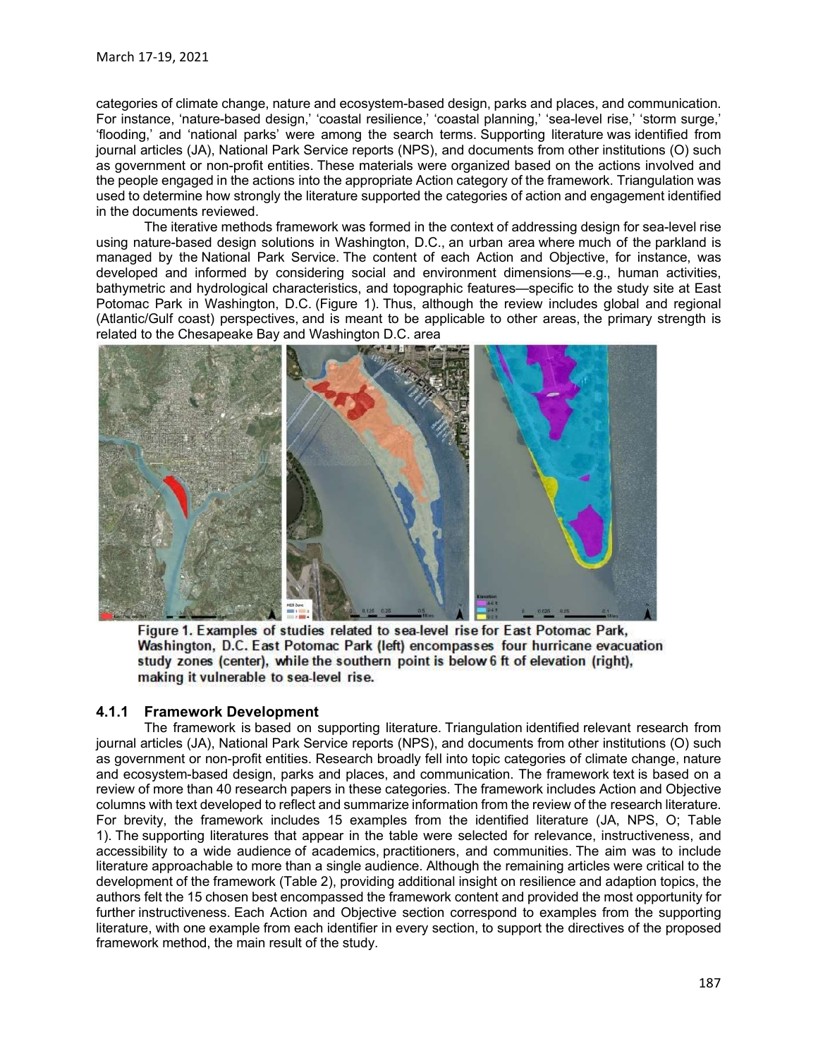categories of climate change, nature and ecosystem-based design, parks and places, and communication. For instance, 'nature-based design,' 'coastal resilience,' 'coastal planning,' 'sea-level rise,' 'storm surge,' 'flooding,' and 'national parks' were among the search terms. Supporting literature was identified from journal articles (JA), National Park Service reports (NPS), and documents from other institutions (O) such as government or non-profit entities. These materials were organized based on the actions involved and the people engaged in the actions into the appropriate Action category of the framework. Triangulation was used to determine how strongly the literature supported the categories of action and engagement identified in the documents reviewed.

The iterative methods framework was formed in the context of addressing design for sea-level rise using nature-based design solutions in Washington, D.C., an urban area where much of the parkland is managed by the National Park Service. The content of each Action and Objective, for instance, was developed and informed by considering social and environment dimensions—e.g., human activities, bathymetric and hydrological characteristics, and topographic features—specific to the study site at East Potomac Park in Washington, D.C. (Figure 1). Thus, although the review includes global and regional (Atlantic/Gulf coast) perspectives, and is meant to be applicable to other areas, the primary strength is related to the Chesapeake Bay and Washington D.C. area

**Figure 1. Examples of studies related to sea-level rise for East Potomac Park, Washington, D.C. East Potomac Park (left) encompasses four hurricane evacuation study zones (center), while the southern point is below 6 ft of elevation (right), making it vulnerable to sea-level rise.**

### 4.1.1 Framework Development

The framework is based on supporting literature. Triangulation identified relevant research from journal articles (JA), National Park Service reports (NPS), and documents from other institutions (O) such as government or non-profit entities. Research broadly fell into topic categories of climate change, nature and ecosystem-based design, parks and places, and communication. The framework text is based on a review of more than 40 research papers in these categories. The framework includes Action and Objective columns with text developed to reflect and summarize information from the review of the research literature. For brevity, the framework includes 15 examples from the identified literature (JA, NPS, O; Table 1). The supporting literatures that appear in the table were selected for relevance, instructiveness, and accessibility to a wide audience of academics, practitioners, and communities. The aim was to include literature approachable to more than a single audience. Although the remaining articles were critical to the development of the framework (Table 2), providing additional insight on resilience and adaption topics, the authors felt the 15 chosen best encompassed the framework content and provided the most opportunity for further instructiveness. Each Action and Objective section correspond to examples from the supporting literature, with one example from each identifier in every section, to support the directives of the proposed framework method, the main result of the study.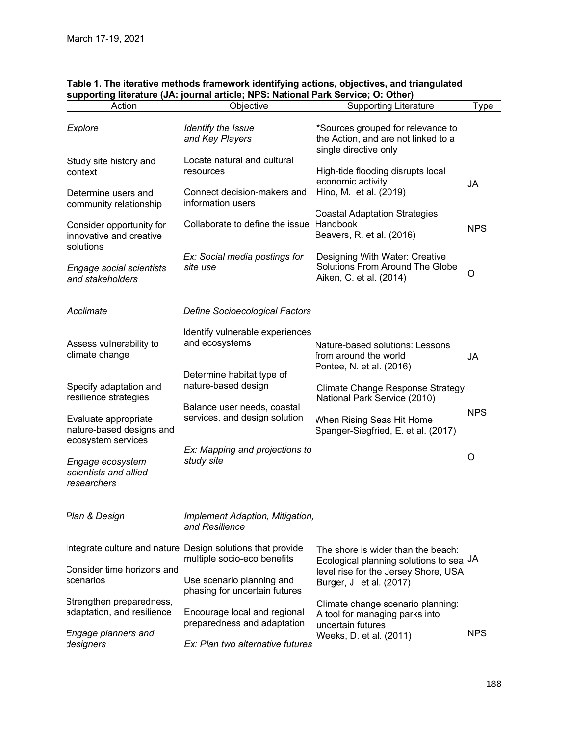March 17-19, 2021

**Table 1. The iterative methods framework identifying actions, objectives, and triangulated supporting literature (JA: journal article; NPS: National Park Service; O: Other)**

| Action | Objective | Supporting Literature | Type |
|---|---|---|---|
| *Explore* | *Identify the Issue and Key Players* | *Sources grouped for relevance to the Action, and are not linked to a single directive only | |
| Study site history and context | Locate natural and cultural resources | High-tide flooding disrupts local economic activity Hino, M. et al. (2019) | JA |
| Determine users and community relationship | Connect decision-makers and information users | | |
| Consider opportunity for innovative and creative solutions | Collaborate to define the issue | Coastal Adaptation Strategies Handbook Beavers, R. et al. (2016) | NPS |
| *Engage social scientists and stakeholders* | *Ex: Social media postings for site use* | Designing With Water: Creative Solutions From Around The Globe Aiken, C. et al. (2014) | O |
| *Acclimate* | *Define Socioecological Factors* | | |
| Assess vulnerability to climate change | Identify vulnerable experiences and ecosystems | Nature-based solutions: Lessons from around the world Pontee, N. et al. (2016) | JA |
| Specify adaptation and resilience strategies | Determine habitat type of nature-based design | Climate Change Response Strategy National Park Service (2010) | NPS |
| Evaluate appropriate nature-based designs and ecosystem services | Balance user needs, coastal services, and design solution | When Rising Seas Hit Home Spanger-Siegfried, E. et al. (2017) | |
| *Engage ecosystem scientists and allied researchers* | *Ex: Mapping and projections to study site* | | O |
| *Plan & Design* | *Implement Adaption, Mitigation, and Resilience* | | |
| Integrate culture and nature | Design solutions that provide multiple socio-eco benefits | The shore is wider than the beach: Ecological planning solutions to sea level rise for the Jersey Shore, USA Burger, J. et al. (2017) | JA |
| Consider time horizons and scenarios | Use scenario planning and phasing for uncertain futures | | |
| Strengthen preparedness, adaptation, and resilience | Encourage local and regional preparedness and adaptation | Climate change scenario planning: A tool for managing parks into uncertain futures Weeks, D. et al. (2011) | NPS |
| *Engage planners and designers* | *Ex: Plan two alternative futures* | | |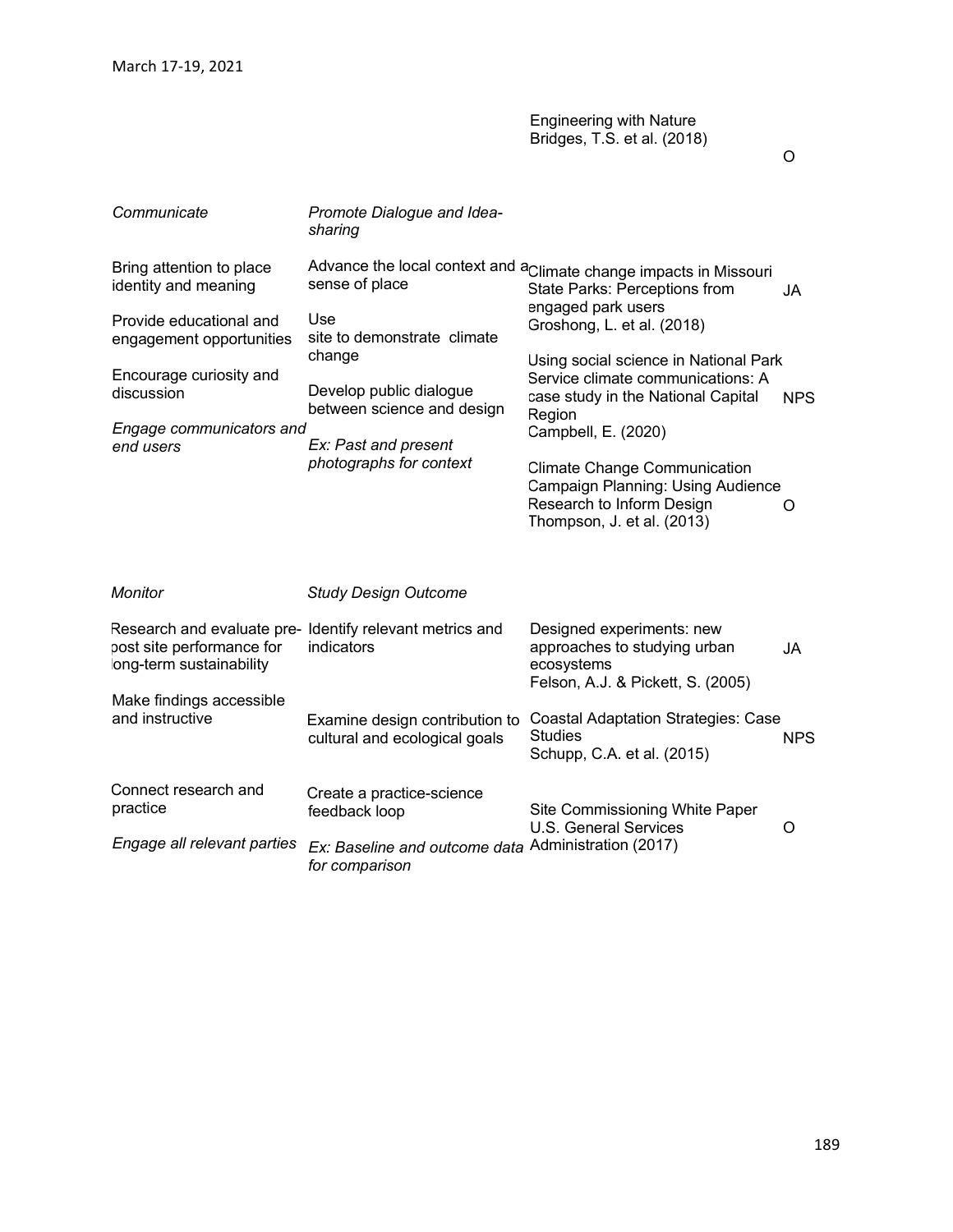| | | | |
|---|---|---|---|
| | | Engineering with Nature<br>Bridges, T.S. et al. (2018) | O |
| *Communicate* | *Promote Dialogue and Idea-sharing* | | |
| Bring attention to place identity and meaning<br><br>Provide educational and engagement opportunities<br><br>Encourage curiosity and discussion<br><br>*Engage communicators and end users* | Advance the local context and a sense of place<br><br>Use site to demonstrate climate change<br><br>Develop public dialogue between science and design<br><br>*Ex: Past and present photographs for context* | Climate change impacts in Missouri State Parks: Perceptions from engaged park users<br>Groshong, L. et al. (2018) | JA |
| | | Using social science in National Park Service climate communications: A case study in the National Capital Region<br>Campbell, E. (2020) | NPS |
| | | Climate Change Communication Campaign Planning: Using Audience Research to Inform Design<br>Thompson, J. et al. (2013) | O |
| *Monitor* | *Study Design Outcome* | | |
| Research and evaluate pre-post site performance for long-term sustainability | Identify relevant metrics and indicators | Designed experiments: new approaches to studying urban ecosystems<br>Felson, A.J. & Pickett, S. (2005) | JA |
| Make findings accessible and instructive | Examine design contribution to cultural and ecological goals | Coastal Adaptation Strategies: Case Studies<br>Schupp, C.A. et al. (2015) | NPS |
| Connect research and practice<br><br>*Engage all relevant parties* | Create a practice-science feedback loop<br><br>*Ex: Baseline and outcome data for comparison* | Site Commissioning White Paper<br>U.S. General Services Administration (2017) | O |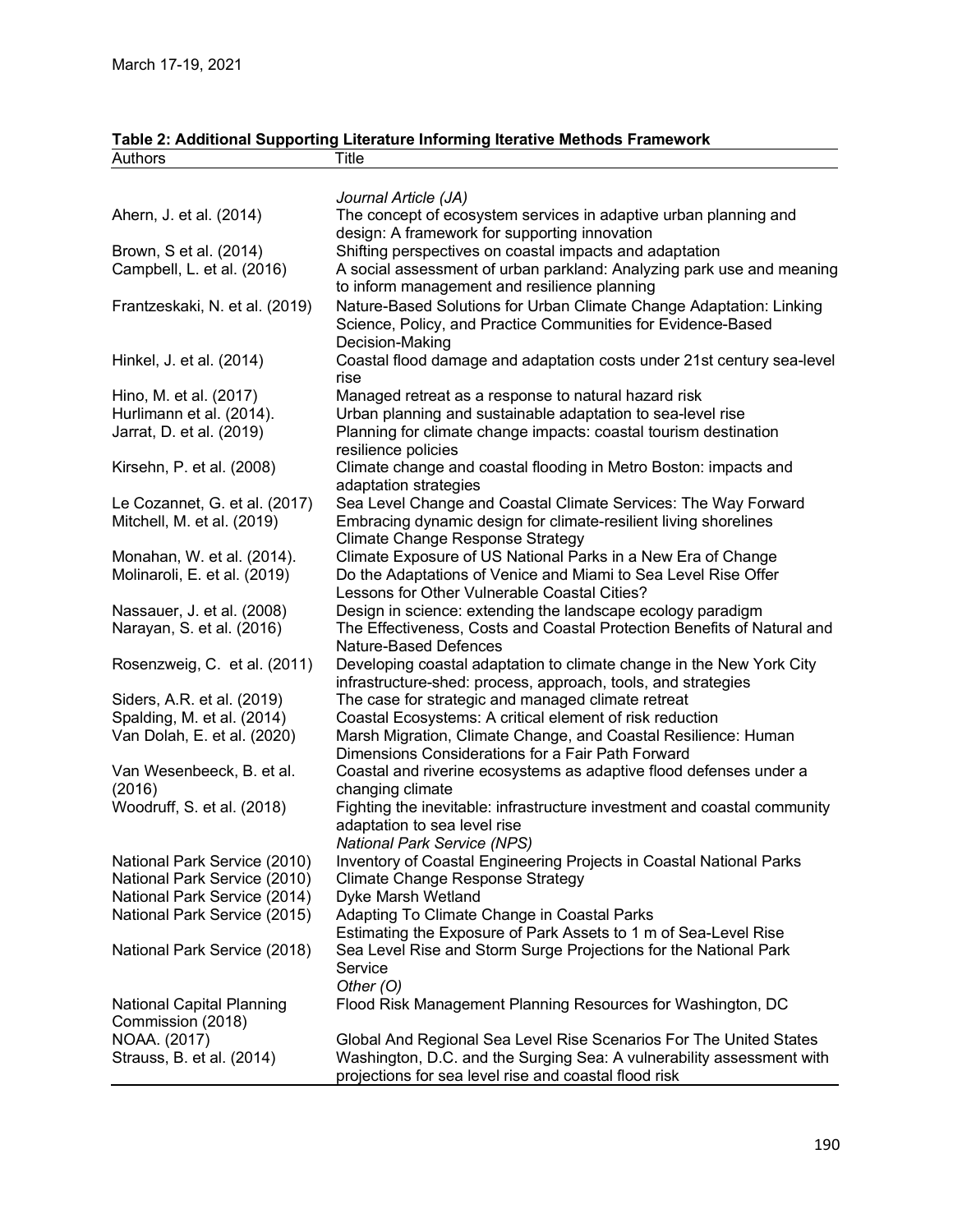**Table 2: Additional Supporting Literature Informing Iterative Methods Framework**

| Authors | Title |
|---|---|
| | *Journal Article (JA)* |
| Ahern, J. et al. (2014) | The concept of ecosystem services in adaptive urban planning and design: A framework for supporting innovation |
| Brown, S et al. (2014) | Shifting perspectives on coastal impacts and adaptation |
| Campbell, L. et al. (2016) | A social assessment of urban parkland: Analyzing park use and meaning to inform management and resilience planning |
| Frantzeskaki, N. et al. (2019) | Nature-Based Solutions for Urban Climate Change Adaptation: Linking Science, Policy, and Practice Communities for Evidence-Based Decision-Making |
| Hinkel, J. et al. (2014) | Coastal flood damage and adaptation costs under 21st century sea-level rise |
| Hino, M. et al. (2017) | Managed retreat as a response to natural hazard risk |
| Hurlimann et al. (2014). | Urban planning and sustainable adaptation to sea-level rise |
| Jarrat, D. et al. (2019) | Planning for climate change impacts: coastal tourism destination resilience policies |
| Kirsehn, P. et al. (2008) | Climate change and coastal flooding in Metro Boston: impacts and adaptation strategies |
| Le Cozannet, G. et al. (2017) | Sea Level Change and Coastal Climate Services: The Way Forward |
| Mitchell, M. et al. (2019) | Embracing dynamic design for climate-resilient living shorelines Climate Change Response Strategy |
| Monahan, W. et al. (2014). | Climate Exposure of US National Parks in a New Era of Change |
| Molinaroli, E. et al. (2019) | Do the Adaptations of Venice and Miami to Sea Level Rise Offer Lessons for Other Vulnerable Coastal Cities? |
| Nassauer, J. et al. (2008) | Design in science: extending the landscape ecology paradigm |
| Narayan, S. et al. (2016) | The Effectiveness, Costs and Coastal Protection Benefits of Natural and Nature-Based Defences |
| Rosenzweig, C. et al. (2011) | Developing coastal adaptation to climate change in the New York City infrastructure-shed: process, approach, tools, and strategies |
| Siders, A.R. et al. (2019) | The case for strategic and managed climate retreat |
| Spalding, M. et al. (2014) | Coastal Ecosystems: A critical element of risk reduction |
| Van Dolah, E. et al. (2020) | Marsh Migration, Climate Change, and Coastal Resilience: Human Dimensions Considerations for a Fair Path Forward |
| Van Wesenbeeck, B. et al. (2016) | Coastal and riverine ecosystems as adaptive flood defenses under a changing climate |
| Woodruff, S. et al. (2018) | Fighting the inevitable: infrastructure investment and coastal community adaptation to sea level rise |
| | *National Park Service (NPS)* |
| National Park Service (2010) | Inventory of Coastal Engineering Projects in Coastal National Parks |
| National Park Service (2010) | Climate Change Response Strategy |
| National Park Service (2014) | Dyke Marsh Wetland |
| National Park Service (2015) | Adapting To Climate Change in Coastal Parks |
| | Estimating the Exposure of Park Assets to 1 m of Sea-Level Rise |
| National Park Service (2018) | Sea Level Rise and Storm Surge Projections for the National Park Service |
| | *Other (O)* |
| National Capital Planning Commission (2018) | Flood Risk Management Planning Resources for Washington, DC |
| NOAA. (2017) | Global And Regional Sea Level Rise Scenarios For The United States |
| Strauss, B. et al. (2014) | Washington, D.C. and the Surging Sea: A vulnerability assessment with projections for sea level rise and coastal flood risk |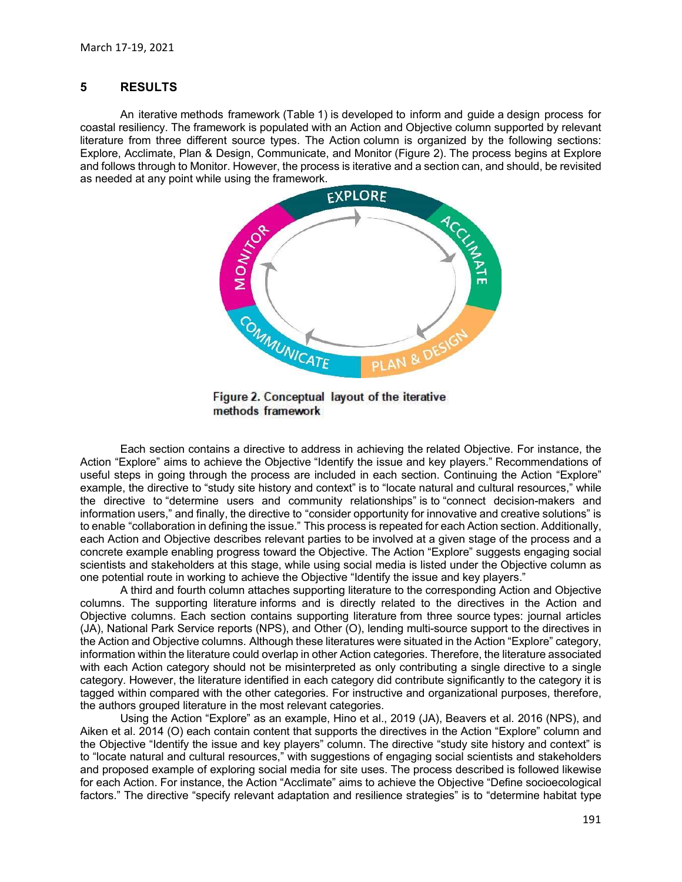## 5 RESULTS

An iterative methods framework (Table 1) is developed to inform and guide a design process for coastal resiliency. The framework is populated with an Action and Objective column supported by relevant literature from three different source types. The Action column is organized by the following sections: Explore, Acclimate, Plan & Design, Communicate, and Monitor (Figure 2). The process begins at Explore and follows through to Monitor. However, the process is iterative and a section can, and should, be revisited as needed at any point while using the framework.

**Figure 2.** Conceptual layout of the iterative methods framework

Each section contains a directive to address in achieving the related Objective. For instance, the Action "Explore" aims to achieve the Objective "Identify the issue and key players." Recommendations of useful steps in going through the process are included in each section. Continuing the Action "Explore" example, the directive to "study site history and context" is to "locate natural and cultural resources," while the directive to "determine users and community relationships" is to "connect decision-makers and information users," and finally, the directive to "consider opportunity for innovative and creative solutions" is to enable "collaboration in defining the issue." This process is repeated for each Action section. Additionally, each Action and Objective describes relevant parties to be involved at a given stage of the process and a concrete example enabling progress toward the Objective. The Action "Explore" suggests engaging social scientists and stakeholders at this stage, while using social media is listed under the Objective column as one potential route in working to achieve the Objective "Identify the issue and key players."

A third and fourth column attaches supporting literature to the corresponding Action and Objective columns. The supporting literature informs and is directly related to the directives in the Action and Objective columns. Each section contains supporting literature from three source types: journal articles (JA), National Park Service reports (NPS), and Other (O), lending multi-source support to the directives in the Action and Objective columns. Although these literatures were situated in the Action "Explore" category, information within the literature could overlap in other Action categories. Therefore, the literature associated with each Action category should not be misinterpreted as only contributing a single directive to a single category. However, the literature identified in each category did contribute significantly to the category it is tagged within compared with the other categories. For instructive and organizational purposes, therefore, the authors grouped literature in the most relevant categories.

Using the Action "Explore" as an example, Hino et al., 2019 (JA), Beavers et al. 2016 (NPS), and Aiken et al. 2014 (O) each contain content that supports the directives in the Action "Explore" column and the Objective "Identify the issue and key players" column. The directive "study site history and context" is to "locate natural and cultural resources," with suggestions of engaging social scientists and stakeholders and proposed example of exploring social media for site uses. The process described is followed likewise for each Action. For instance, the Action "Acclimate" aims to achieve the Objective "Define socioecological factors." The directive "specify relevant adaptation and resilience strategies" is to "determine habitat type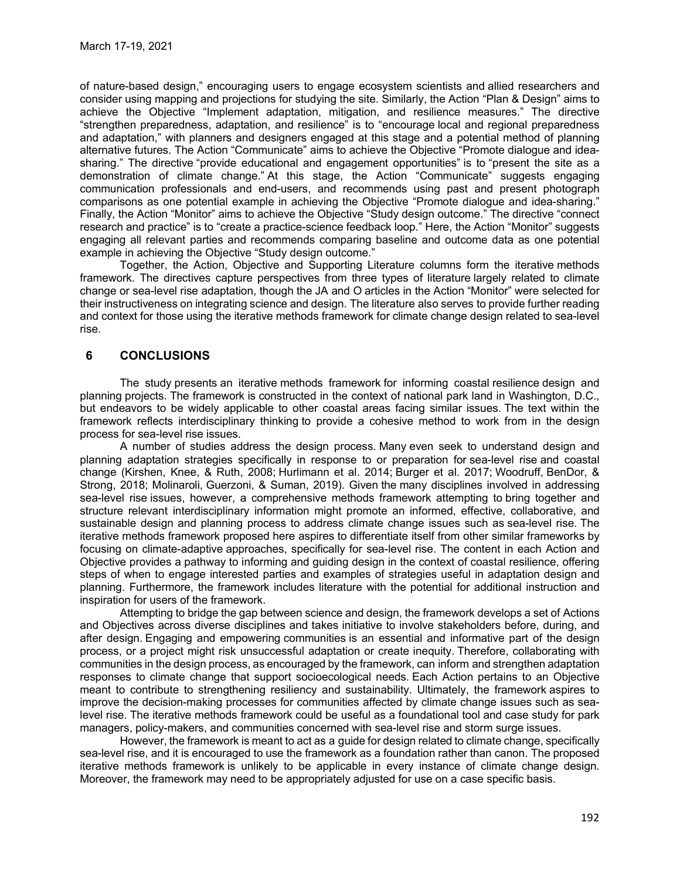of nature-based design," encouraging users to engage ecosystem scientists and allied researchers and consider using mapping and projections for studying the site. Similarly, the Action "Plan & Design" aims to achieve the Objective "Implement adaptation, mitigation, and resilience measures." The directive "strengthen preparedness, adaptation, and resilience" is to "encourage local and regional preparedness and adaptation," with planners and designers engaged at this stage and a potential method of planning alternative futures. The Action "Communicate" aims to achieve the Objective "Promote dialogue and idea-sharing." The directive "provide educational and engagement opportunities" is to "present the site as a demonstration of climate change." At this stage, the Action "Communicate" suggests engaging communication professionals and end-users, and recommends using past and present photograph comparisons as one potential example in achieving the Objective "Promote dialogue and idea-sharing." Finally, the Action "Monitor" aims to achieve the Objective "Study design outcome." The directive "connect research and practice" is to "create a practice-science feedback loop." Here, the Action "Monitor" suggests engaging all relevant parties and recommends comparing baseline and outcome data as one potential example in achieving the Objective "Study design outcome."

Together, the Action, Objective and Supporting Literature columns form the iterative methods framework. The directives capture perspectives from three types of literature largely related to climate change or sea-level rise adaptation, though the JA and O articles in the Action "Monitor" were selected for their instructiveness on integrating science and design. The literature also serves to provide further reading and context for those using the iterative methods framework for climate change design related to sea-level rise.

## 6 CONCLUSIONS

The study presents an iterative methods framework for informing coastal resilience design and planning projects. The framework is constructed in the context of national park land in Washington, D.C., but endeavors to be widely applicable to other coastal areas facing similar issues. The text within the framework reflects interdisciplinary thinking to provide a cohesive method to work from in the design process for sea-level rise issues.

A number of studies address the design process. Many even seek to understand design and planning adaptation strategies specifically in response to or preparation for sea-level rise and coastal change (Kirshen, Knee, & Ruth, 2008; Hurlimann et al. 2014; Burger et al. 2017; Woodruff, BenDor, & Strong, 2018; Molinaroli, Guerzoni, & Suman, 2019). Given the many disciplines involved in addressing sea-level rise issues, however, a comprehensive methods framework attempting to bring together and structure relevant interdisciplinary information might promote an informed, effective, collaborative, and sustainable design and planning process to address climate change issues such as sea-level rise. The iterative methods framework proposed here aspires to differentiate itself from other similar frameworks by focusing on climate-adaptive approaches, specifically for sea-level rise. The content in each Action and Objective provides a pathway to informing and guiding design in the context of coastal resilience, offering steps of when to engage interested parties and examples of strategies useful in adaptation design and planning. Furthermore, the framework includes literature with the potential for additional instruction and inspiration for users of the framework.

Attempting to bridge the gap between science and design, the framework develops a set of Actions and Objectives across diverse disciplines and takes initiative to involve stakeholders before, during, and after design. Engaging and empowering communities is an essential and informative part of the design process, or a project might risk unsuccessful adaptation or create inequity. Therefore, collaborating with communities in the design process, as encouraged by the framework, can inform and strengthen adaptation responses to climate change that support socioecological needs. Each Action pertains to an Objective meant to contribute to strengthening resiliency and sustainability. Ultimately, the framework aspires to improve the decision-making processes for communities affected by climate change issues such as sea-level rise. The iterative methods framework could be useful as a foundational tool and case study for park managers, policy-makers, and communities concerned with sea-level rise and storm surge issues.

However, the framework is meant to act as a guide for design related to climate change, specifically sea-level rise, and it is encouraged to use the framework as a foundation rather than canon. The proposed iterative methods framework is unlikely to be applicable in every instance of climate change design. Moreover, the framework may need to be appropriately adjusted for use on a case specific basis.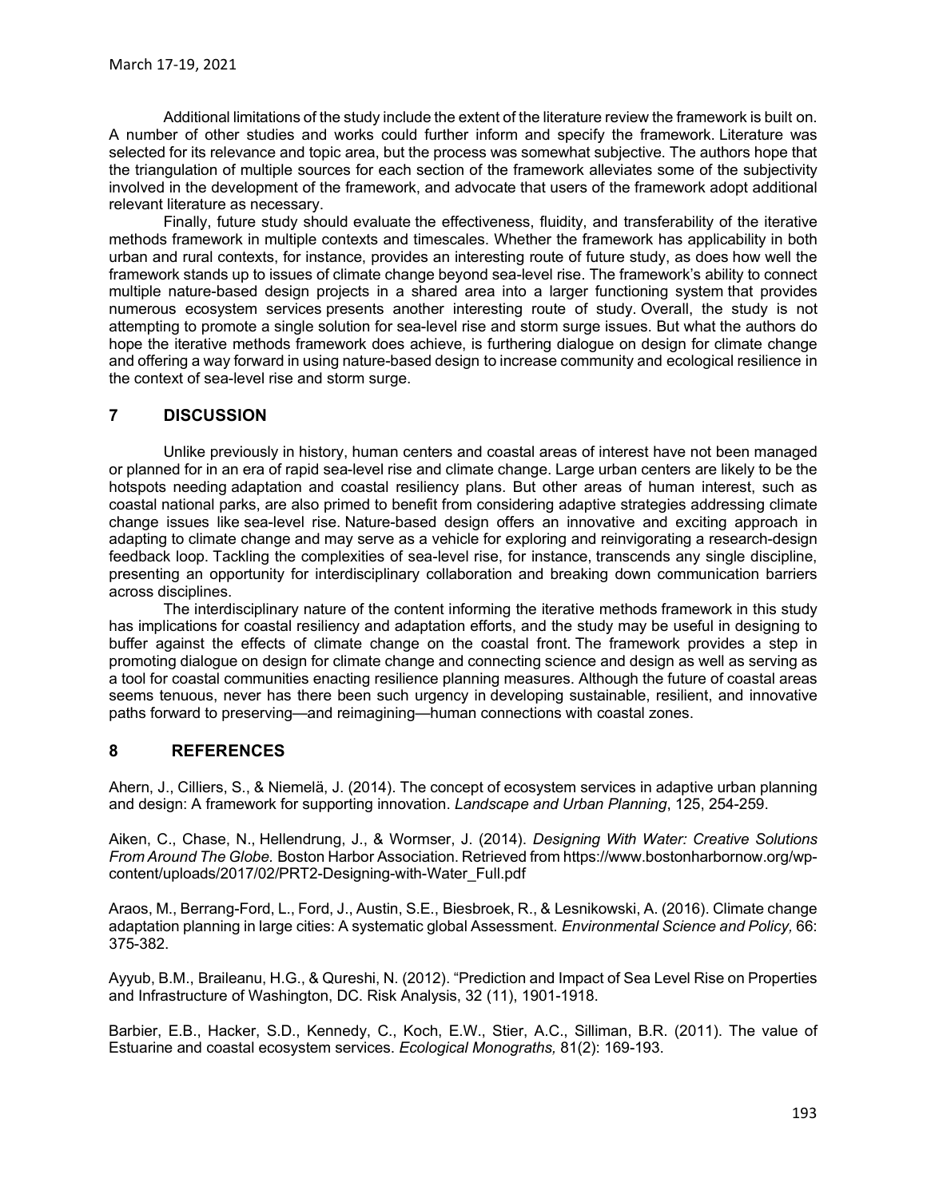Additional limitations of the study include the extent of the literature review the framework is built on. A number of other studies and works could further inform and specify the framework. Literature was selected for its relevance and topic area, but the process was somewhat subjective. The authors hope that the triangulation of multiple sources for each section of the framework alleviates some of the subjectivity involved in the development of the framework, and advocate that users of the framework adopt additional relevant literature as necessary.

Finally, future study should evaluate the effectiveness, fluidity, and transferability of the iterative methods framework in multiple contexts and timescales. Whether the framework has applicability in both urban and rural contexts, for instance, provides an interesting route of future study, as does how well the framework stands up to issues of climate change beyond sea-level rise. The framework's ability to connect multiple nature-based design projects in a shared area into a larger functioning system that provides numerous ecosystem services presents another interesting route of study. Overall, the study is not attempting to promote a single solution for sea-level rise and storm surge issues. But what the authors do hope the iterative methods framework does achieve, is furthering dialogue on design for climate change and offering a way forward in using nature-based design to increase community and ecological resilience in the context of sea-level rise and storm surge.

## 7 DISCUSSION

Unlike previously in history, human centers and coastal areas of interest have not been managed or planned for in an era of rapid sea-level rise and climate change. Large urban centers are likely to be the hotspots needing adaptation and coastal resiliency plans. But other areas of human interest, such as coastal national parks, are also primed to benefit from considering adaptive strategies addressing climate change issues like sea-level rise. Nature-based design offers an innovative and exciting approach in adapting to climate change and may serve as a vehicle for exploring and reinvigorating a research-design feedback loop. Tackling the complexities of sea-level rise, for instance, transcends any single discipline, presenting an opportunity for interdisciplinary collaboration and breaking down communication barriers across disciplines.

The interdisciplinary nature of the content informing the iterative methods framework in this study has implications for coastal resiliency and adaptation efforts, and the study may be useful in designing to buffer against the effects of climate change on the coastal front. The framework provides a step in promoting dialogue on design for climate change and connecting science and design as well as serving as a tool for coastal communities enacting resilience planning measures. Although the future of coastal areas seems tenuous, never has there been such urgency in developing sustainable, resilient, and innovative paths forward to preserving—and reimagining—human connections with coastal zones.

## 8 REFERENCES

Ahern, J., Cilliers, S., & Niemelä, J. (2014). The concept of ecosystem services in adaptive urban planning and design: A framework for supporting innovation. *Landscape and Urban Planning*, 125, 254-259.

Aiken, C., Chase, N., Hellendrung, J., & Wormser, J. (2014). *Designing With Water: Creative Solutions From Around The Globe.* Boston Harbor Association. Retrieved from https://www.bostonharbornow.org/wp-content/uploads/2017/02/PRT2-Designing-with-Water_Full.pdf

Araos, M., Berrang-Ford, L., Ford, J., Austin, S.E., Biesbroek, R., & Lesnikowski, A. (2016). Climate change adaptation planning in large cities: A systematic global Assessment. *Environmental Science and Policy,* 66: 375-382.

Ayyub, B.M., Braileanu, H.G., & Qureshi, N. (2012). "Prediction and Impact of Sea Level Rise on Properties and Infrastructure of Washington, DC. Risk Analysis, 32 (11), 1901-1918.

Barbier, E.B., Hacker, S.D., Kennedy, C., Koch, E.W., Stier, A.C., Silliman, B.R. (2011). The value of Estuarine and coastal ecosystem services. *Ecological Monograths,* 81(2): 169-193.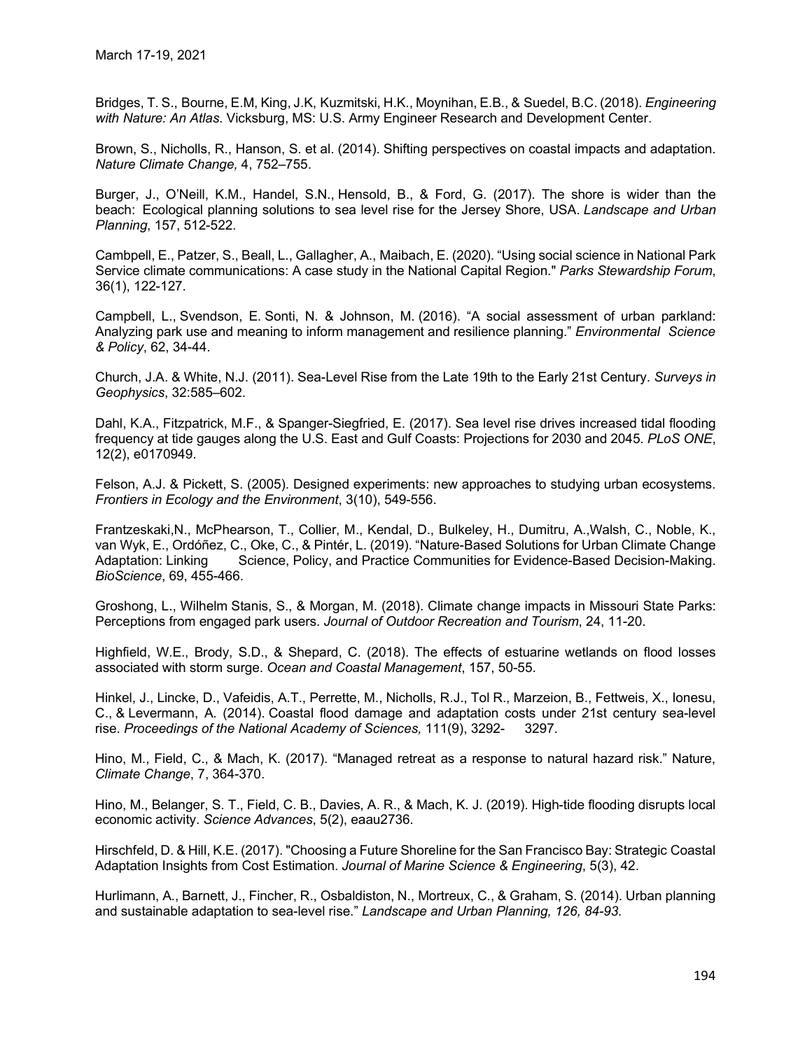Bridges, T. S., Bourne, E.M, King, J.K, Kuzmitski, H.K., Moynihan, E.B., & Suedel, B.C. (2018). *Engineering with Nature: An Atlas*. Vicksburg, MS: U.S. Army Engineer Research and Development Center.

Brown, S., Nicholls, R., Hanson, S. et al. (2014). Shifting perspectives on coastal impacts and adaptation. *Nature Climate Change,* 4, 752–755.

Burger, J., O'Neill, K.M., Handel, S.N., Hensold, B., & Ford, G. (2017). The shore is wider than the beach: Ecological planning solutions to sea level rise for the Jersey Shore, USA. *Landscape and Urban Planning*, 157, 512-522.

Cambpell, E., Patzer, S., Beall, L., Gallagher, A., Maibach, E. (2020). "Using social science in National Park Service climate communications: A case study in the National Capital Region." *Parks Stewardship Forum*, 36(1), 122-127.

Campbell, L., Svendson, E. Sonti, N. & Johnson, M. (2016). "A social assessment of urban parkland: Analyzing park use and meaning to inform management and resilience planning." *Environmental Science & Policy*, 62, 34-44.

Church, J.A. & White, N.J. (2011). Sea-Level Rise from the Late 19th to the Early 21st Century. *Surveys in Geophysics*, 32:585–602.

Dahl, K.A., Fitzpatrick, M.F., & Spanger-Siegfried, E. (2017). Sea level rise drives increased tidal flooding frequency at tide gauges along the U.S. East and Gulf Coasts: Projections for 2030 and 2045. *PLoS ONE*, 12(2), e0170949.

Felson, A.J. & Pickett, S. (2005). Designed experiments: new approaches to studying urban ecosystems. *Frontiers in Ecology and the Environment*, 3(10), 549-556.

Frantzeskaki,N., McPhearson, T., Collier, M., Kendal, D., Bulkeley, H., Dumitru, A.,Walsh, C., Noble, K., van Wyk, E., Ordóñez, C., Oke, C., & Pintér, L. (2019). "Nature-Based Solutions for Urban Climate Change Adaptation: Linking Science, Policy, and Practice Communities for Evidence-Based Decision-Making. *BioScience*, 69, 455-466.

Groshong, L., Wilhelm Stanis, S., & Morgan, M. (2018). Climate change impacts in Missouri State Parks: Perceptions from engaged park users. *Journal of Outdoor Recreation and Tourism*, 24, 11-20.

Highfield, W.E., Brody, S.D., & Shepard, C. (2018). The effects of estuarine wetlands on flood losses associated with storm surge. *Ocean and Coastal Management*, 157, 50-55.

Hinkel, J., Lincke, D., Vafeidis, A.T., Perrette, M., Nicholls, R.J., Tol R., Marzeion, B., Fettweis, X., Ionesu, C., & Levermann, A. (2014). Coastal flood damage and adaptation costs under 21st century sea-level rise. *Proceedings of the National Academy of Sciences,* 111(9), 3292- 3297.

Hino, M., Field, C., & Mach, K. (2017). "Managed retreat as a response to natural hazard risk." Nature, *Climate Change*, 7, 364-370.

Hino, M., Belanger, S. T., Field, C. B., Davies, A. R., & Mach, K. J. (2019). High-tide flooding disrupts local economic activity. *Science Advances*, 5(2), eaau2736.

Hirschfeld, D. & Hill, K.E. (2017). "Choosing a Future Shoreline for the San Francisco Bay: Strategic Coastal Adaptation Insights from Cost Estimation. *Journal of Marine Science & Engineering*, 5(3), 42.

Hurlimann, A., Barnett, J., Fincher, R., Osbaldiston, N., Mortreux, C., & Graham, S. (2014). Urban planning and sustainable adaptation to sea-level rise." *Landscape and Urban Planning, 126, 84-93.*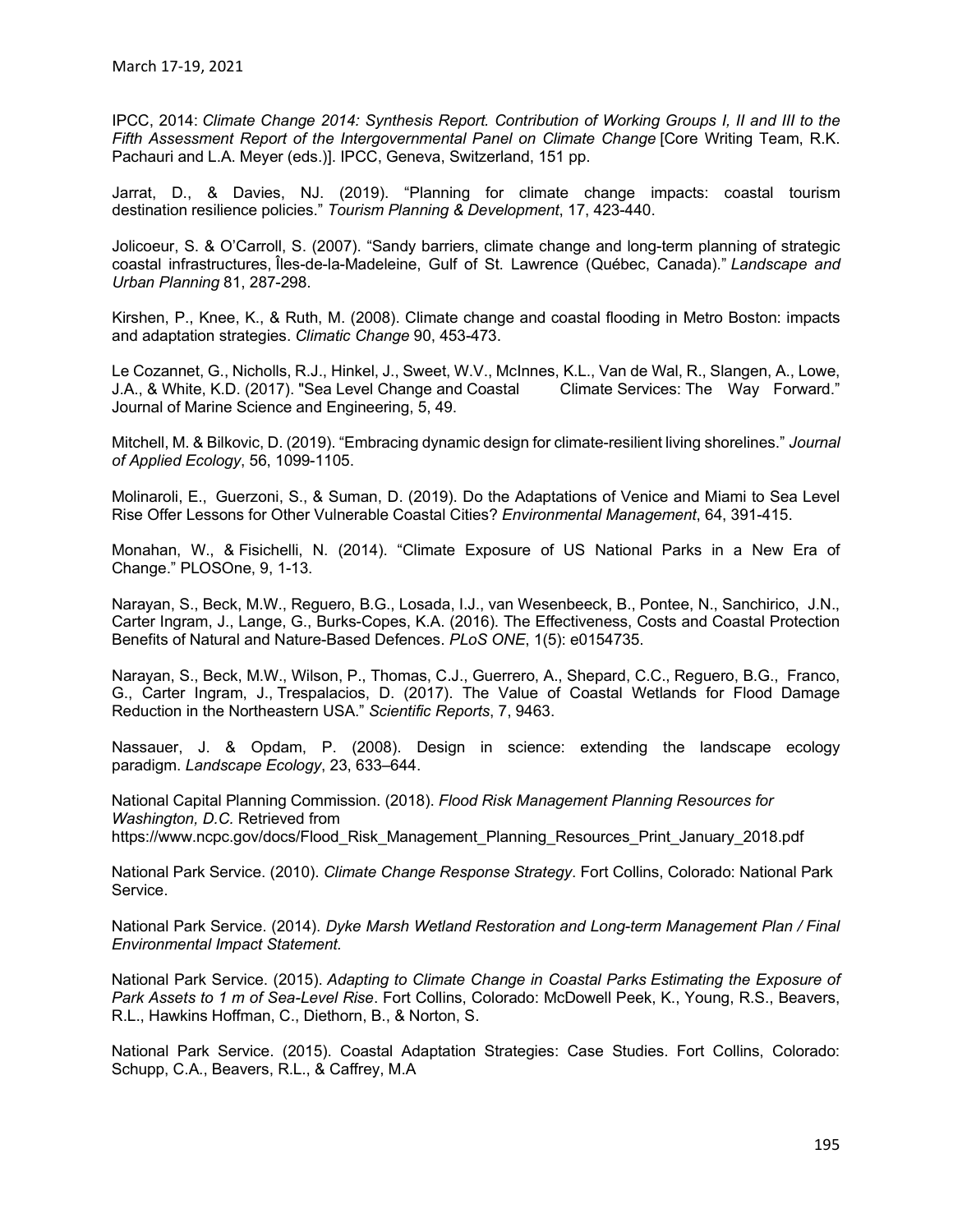IPCC, 2014: *Climate Change 2014: Synthesis Report. Contribution of Working Groups I, II and III to the Fifth Assessment Report of the Intergovernmental Panel on Climate Change* [Core Writing Team, R.K. Pachauri and L.A. Meyer (eds.)]. IPCC, Geneva, Switzerland, 151 pp.

Jarrat, D., & Davies, NJ. (2019). "Planning for climate change impacts: coastal tourism destination resilience policies." *Tourism Planning & Development*, 17, 423-440.

Jolicoeur, S. & O'Carroll, S. (2007). "Sandy barriers, climate change and long-term planning of strategic coastal infrastructures, Îles-de-la-Madeleine, Gulf of St. Lawrence (Québec, Canada)." *Landscape and Urban Planning* 81, 287-298.

Kirshen, P., Knee, K., & Ruth, M. (2008). Climate change and coastal flooding in Metro Boston: impacts and adaptation strategies. *Climatic Change* 90, 453-473.

Le Cozannet, G., Nicholls, R.J., Hinkel, J., Sweet, W.V., McInnes, K.L., Van de Wal, R., Slangen, A., Lowe, J.A., & White, K.D. (2017). "Sea Level Change and Coastal Climate Services: The Way Forward." Journal of Marine Science and Engineering, 5, 49.

Mitchell, M. & Bilkovic, D. (2019). "Embracing dynamic design for climate-resilient living shorelines." *Journal of Applied Ecology*, 56, 1099-1105.

Molinaroli, E., Guerzoni, S., & Suman, D. (2019). Do the Adaptations of Venice and Miami to Sea Level Rise Offer Lessons for Other Vulnerable Coastal Cities? *Environmental Management*, 64, 391-415.

Monahan, W., & Fisichelli, N. (2014). "Climate Exposure of US National Parks in a New Era of Change." PLOSOne, 9, 1-13.

Narayan, S., Beck, M.W., Reguero, B.G., Losada, I.J., van Wesenbeeck, B., Pontee, N., Sanchirico, J.N., Carter Ingram, J., Lange, G., Burks-Copes, K.A. (2016). The Effectiveness, Costs and Coastal Protection Benefits of Natural and Nature-Based Defences. *PLoS ONE*, 1(5): e0154735.

Narayan, S., Beck, M.W., Wilson, P., Thomas, C.J., Guerrero, A., Shepard, C.C., Reguero, B.G., Franco, G., Carter Ingram, J., Trespalacios, D. (2017). The Value of Coastal Wetlands for Flood Damage Reduction in the Northeastern USA." *Scientific Reports*, 7, 9463.

Nassauer, J. & Opdam, P. (2008). Design in science: extending the landscape ecology paradigm. *Landscape Ecology*, 23, 633–644.

National Capital Planning Commission. (2018). *Flood Risk Management Planning Resources for Washington, D.C.* Retrieved from https://www.ncpc.gov/docs/Flood_Risk_Management_Planning_Resources_Print_January_2018.pdf

National Park Service. (2010). *Climate Change Response Strategy*. Fort Collins, Colorado: National Park Service.

National Park Service. (2014). *Dyke Marsh Wetland Restoration and Long-term Management Plan / Final Environmental Impact Statement.*

National Park Service. (2015). *Adapting to Climate Change in Coastal Parks Estimating the Exposure of Park Assets to 1 m of Sea-Level Rise*. Fort Collins, Colorado: McDowell Peek, K., Young, R.S., Beavers, R.L., Hawkins Hoffman, C., Diethorn, B., & Norton, S.

National Park Service. (2015). Coastal Adaptation Strategies: Case Studies. Fort Collins, Colorado: Schupp, C.A., Beavers, R.L., & Caffrey, M.A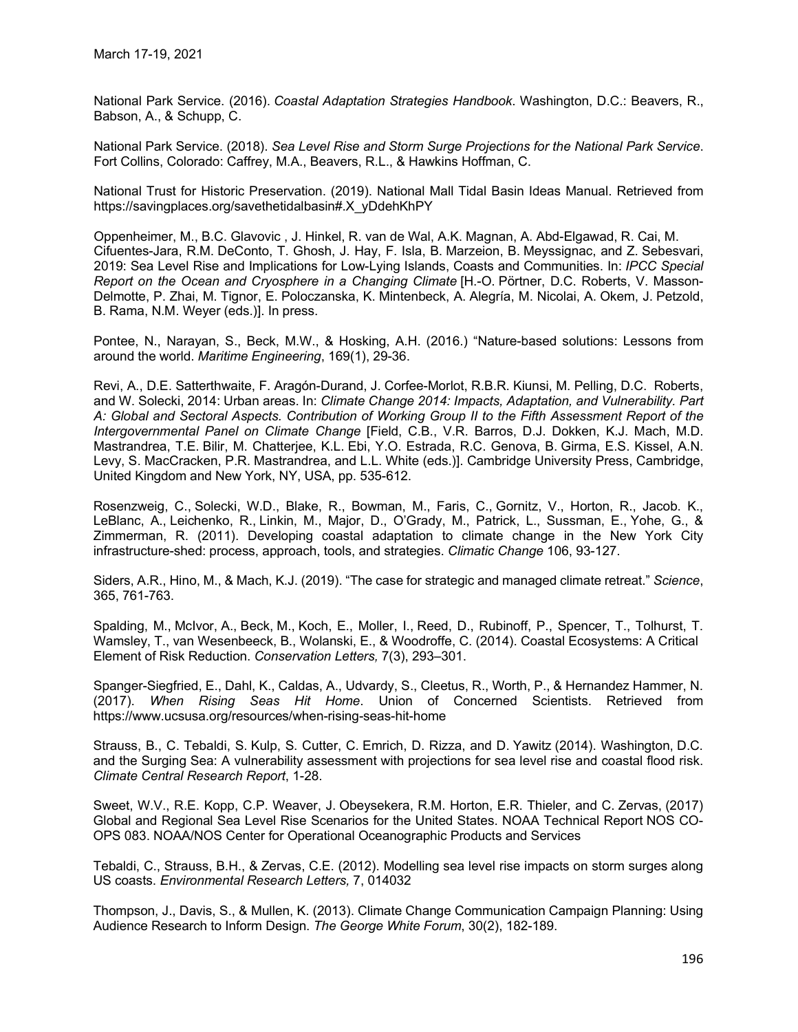National Park Service. (2016). *Coastal Adaptation Strategies Handbook*. Washington, D.C.: Beavers, R., Babson, A., & Schupp, C.

National Park Service. (2018). *Sea Level Rise and Storm Surge Projections for the National Park Service*. Fort Collins, Colorado: Caffrey, M.A., Beavers, R.L., & Hawkins Hoffman, C.

National Trust for Historic Preservation. (2019). National Mall Tidal Basin Ideas Manual. Retrieved from https://savingplaces.org/savethetidalbasin#.X_yDdehKhPY

Oppenheimer, M., B.C. Glavovic , J. Hinkel, R. van de Wal, A.K. Magnan, A. Abd-Elgawad, R. Cai, M. Cifuentes-Jara, R.M. DeConto, T. Ghosh, J. Hay, F. Isla, B. Marzeion, B. Meyssignac, and Z. Sebesvari, 2019: Sea Level Rise and Implications for Low-Lying Islands, Coasts and Communities. In: *IPCC Special Report on the Ocean and Cryosphere in a Changing Climate* [H.-O. Pörtner, D.C. Roberts, V. Masson-Delmotte, P. Zhai, M. Tignor, E. Poloczanska, K. Mintenbeck, A. Alegría, M. Nicolai, A. Okem, J. Petzold, B. Rama, N.M. Weyer (eds.)]. In press.

Pontee, N., Narayan, S., Beck, M.W., & Hosking, A.H. (2016.) "Nature-based solutions: Lessons from around the world. *Maritime Engineering*, 169(1), 29-36.

Revi, A., D.E. Satterthwaite, F. Aragón-Durand, J. Corfee-Morlot, R.B.R. Kiunsi, M. Pelling, D.C. Roberts, and W. Solecki, 2014: Urban areas. In: *Climate Change 2014: Impacts, Adaptation, and Vulnerability. Part A: Global and Sectoral Aspects. Contribution of Working Group II to the Fifth Assessment Report of the Intergovernmental Panel on Climate Change* [Field, C.B., V.R. Barros, D.J. Dokken, K.J. Mach, M.D. Mastrandrea, T.E. Bilir, M. Chatterjee, K.L. Ebi, Y.O. Estrada, R.C. Genova, B. Girma, E.S. Kissel, A.N. Levy, S. MacCracken, P.R. Mastrandrea, and L.L. White (eds.)]. Cambridge University Press, Cambridge, United Kingdom and New York, NY, USA, pp. 535-612.

Rosenzweig, C., Solecki, W.D., Blake, R., Bowman, M., Faris, C., Gornitz, V., Horton, R., Jacob. K., LeBlanc, A., Leichenko, R., Linkin, M., Major, D., O'Grady, M., Patrick, L., Sussman, E., Yohe, G., & Zimmerman, R. (2011). Developing coastal adaptation to climate change in the New York City infrastructure-shed: process, approach, tools, and strategies. *Climatic Change* 106, 93-127.

Siders, A.R., Hino, M., & Mach, K.J. (2019). "The case for strategic and managed climate retreat." *Science*, 365, 761-763.

Spalding, M., McIvor, A., Beck, M., Koch, E., Moller, I., Reed, D., Rubinoff, P., Spencer, T., Tolhurst, T. Wamsley, T., van Wesenbeeck, B., Wolanski, E., & Woodroffe, C. (2014). Coastal Ecosystems: A Critical Element of Risk Reduction. *Conservation Letters,* 7(3), 293–301.

Spanger-Siegfried, E., Dahl, K., Caldas, A., Udvardy, S., Cleetus, R., Worth, P., & Hernandez Hammer, N. (2017). *When Rising Seas Hit Home*. Union of Concerned Scientists. Retrieved from https://www.ucsusa.org/resources/when-rising-seas-hit-home

Strauss, B., C. Tebaldi, S. Kulp, S. Cutter, C. Emrich, D. Rizza, and D. Yawitz (2014). Washington, D.C. and the Surging Sea: A vulnerability assessment with projections for sea level rise and coastal flood risk. *Climate Central Research Report*, 1-28.

Sweet, W.V., R.E. Kopp, C.P. Weaver, J. Obeysekera, R.M. Horton, E.R. Thieler, and C. Zervas, (2017) Global and Regional Sea Level Rise Scenarios for the United States. NOAA Technical Report NOS CO-OPS 083. NOAA/NOS Center for Operational Oceanographic Products and Services

Tebaldi, C., Strauss, B.H., & Zervas, C.E. (2012). Modelling sea level rise impacts on storm surges along US coasts. *Environmental Research Letters,* 7, 014032

Thompson, J., Davis, S., & Mullen, K. (2013). Climate Change Communication Campaign Planning: Using Audience Research to Inform Design. *The George White Forum*, 30(2), 182-189.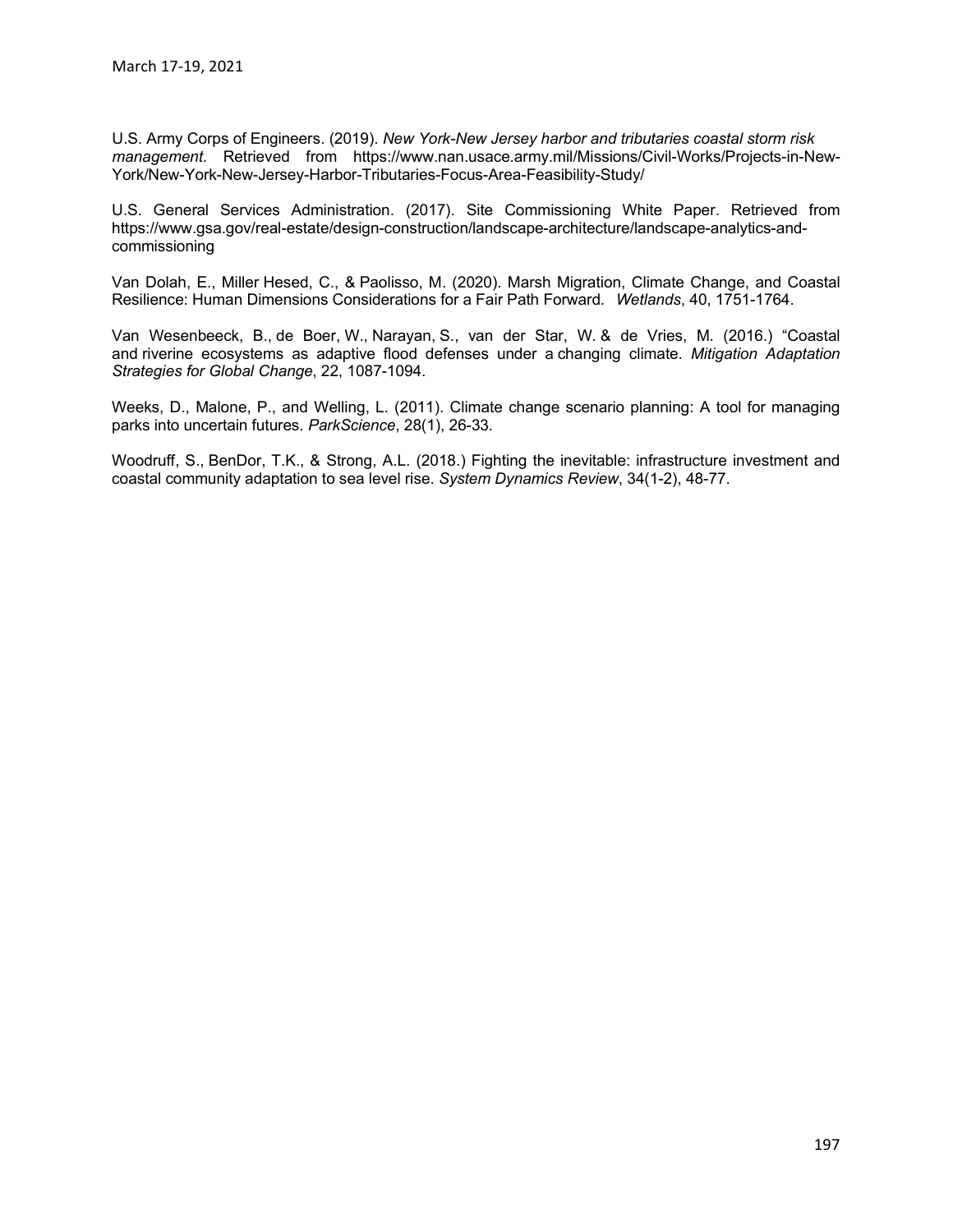U.S. Army Corps of Engineers. (2019). *New York-New Jersey harbor and tributaries coastal storm risk management*. Retrieved from https://www.nan.usace.army.mil/Missions/Civil-Works/Projects-in-New-York/New-York-New-Jersey-Harbor-Tributaries-Focus-Area-Feasibility-Study/

U.S. General Services Administration. (2017). Site Commissioning White Paper. Retrieved from https://www.gsa.gov/real-estate/design-construction/landscape-architecture/landscape-analytics-and-commissioning

Van Dolah, E., Miller Hesed, C., & Paolisso, M. (2020). Marsh Migration, Climate Change, and Coastal Resilience: Human Dimensions Considerations for a Fair Path Forward. *Wetlands*, 40, 1751-1764.

Van Wesenbeeck, B., de Boer, W., Narayan, S., van der Star, W. & de Vries, M. (2016.) "Coastal and riverine ecosystems as adaptive flood defenses under a changing climate. *Mitigation Adaptation Strategies for Global Change*, 22, 1087-1094.

Weeks, D., Malone, P., and Welling, L. (2011). Climate change scenario planning: A tool for managing parks into uncertain futures. *ParkScience*, 28(1), 26-33.

Woodruff, S., BenDor, T.K., & Strong, A.L. (2018.) Fighting the inevitable: infrastructure investment and coastal community adaptation to sea level rise. *System Dynamics Review*, 34(1-2), 48-77.